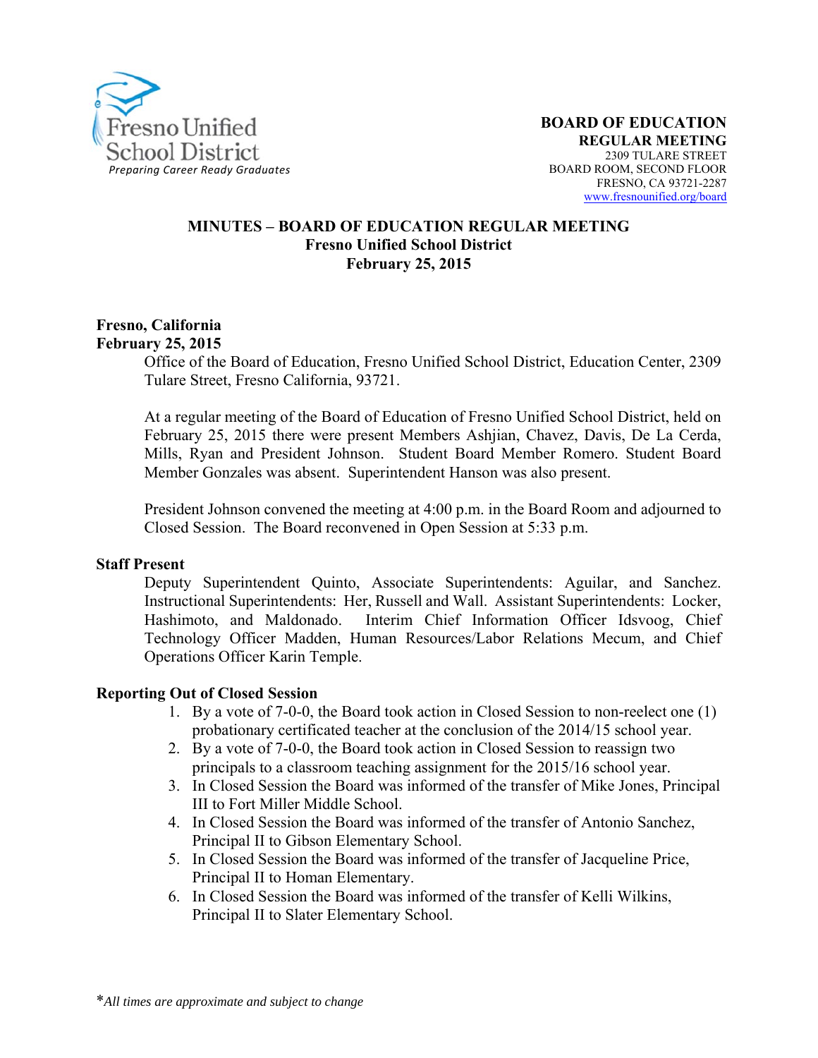Fresno Unified School District
*Preparing Career Ready Graduates*

**BOARD OF EDUCATION**
**REGULAR MEETING**
2309 TULARE STREET
BOARD ROOM, SECOND FLOOR
FRESNO, CA 93721-2287
www.fresnounified.org/board

# MINUTES – BOARD OF EDUCATION REGULAR MEETING
## Fresno Unified School District
## February 25, 2015

**Fresno, California**
**February 25, 2015**

Office of the Board of Education, Fresno Unified School District, Education Center, 2309 Tulare Street, Fresno California, 93721.

At a regular meeting of the Board of Education of Fresno Unified School District, held on February 25, 2015 there were present Members Ashjian, Chavez, Davis, De La Cerda, Mills, Ryan and President Johnson. Student Board Member Romero. Student Board Member Gonzales was absent. Superintendent Hanson was also present.

President Johnson convened the meeting at 4:00 p.m. in the Board Room and adjourned to Closed Session. The Board reconvened in Open Session at 5:33 p.m.

**Staff Present**

Deputy Superintendent Quinto, Associate Superintendents: Aguilar, and Sanchez. Instructional Superintendents: Her, Russell and Wall. Assistant Superintendents: Locker, Hashimoto, and Maldonado. Interim Chief Information Officer Idsvoog, Chief Technology Officer Madden, Human Resources/Labor Relations Mecum, and Chief Operations Officer Karin Temple.

**Reporting Out of Closed Session**

1. By a vote of 7-0-0, the Board took action in Closed Session to non-reelect one (1) probationary certificated teacher at the conclusion of the 2014/15 school year.
2. By a vote of 7-0-0, the Board took action in Closed Session to reassign two principals to a classroom teaching assignment for the 2015/16 school year.
3. In Closed Session the Board was informed of the transfer of Mike Jones, Principal III to Fort Miller Middle School.
4. In Closed Session the Board was informed of the transfer of Antonio Sanchez, Principal II to Gibson Elementary School.
5. In Closed Session the Board was informed of the transfer of Jacqueline Price, Principal II to Homan Elementary.
6. In Closed Session the Board was informed of the transfer of Kelli Wilkins, Principal II to Slater Elementary School.

*All times are approximate and subject to change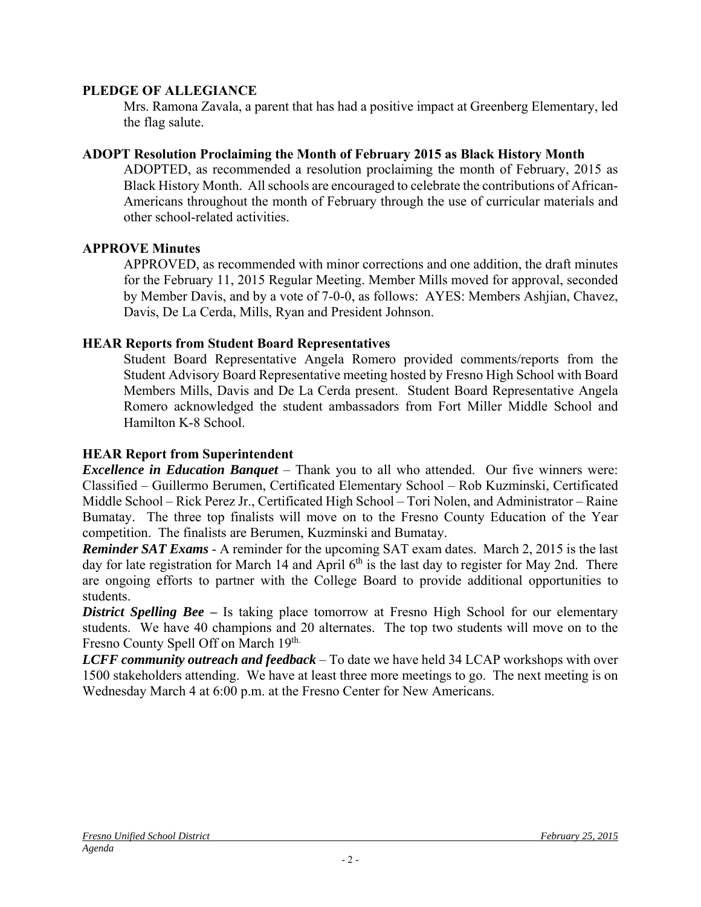**PLEDGE OF ALLEGIANCE**

Mrs. Ramona Zavala, a parent that has had a positive impact at Greenberg Elementary, led the flag salute.

**ADOPT Resolution Proclaiming the Month of February 2015 as Black History Month**

ADOPTED, as recommended a resolution proclaiming the month of February, 2015 as Black History Month. All schools are encouraged to celebrate the contributions of African-Americans throughout the month of February through the use of curricular materials and other school-related activities.

**APPROVE Minutes**

APPROVED, as recommended with minor corrections and one addition, the draft minutes for the February 11, 2015 Regular Meeting. Member Mills moved for approval, seconded by Member Davis, and by a vote of 7-0-0, as follows: AYES: Members Ashjian, Chavez, Davis, De La Cerda, Mills, Ryan and President Johnson.

**HEAR Reports from Student Board Representatives**

Student Board Representative Angela Romero provided comments/reports from the Student Advisory Board Representative meeting hosted by Fresno High School with Board Members Mills, Davis and De La Cerda present. Student Board Representative Angela Romero acknowledged the student ambassadors from Fort Miller Middle School and Hamilton K-8 School.

**HEAR Report from Superintendent**

***Excellence in Education Banquet*** – Thank you to all who attended. Our five winners were: Classified – Guillermo Berumen, Certificated Elementary School – Rob Kuzminski, Certificated Middle School – Rick Perez Jr., Certificated High School – Tori Nolen, and Administrator – Raine Bumatay. The three top finalists will move on to the Fresno County Education of the Year competition. The finalists are Berumen, Kuzminski and Bumatay.

***Reminder SAT Exams*** - A reminder for the upcoming SAT exam dates. March 2, 2015 is the last day for late registration for March 14 and April 6th is the last day to register for May 2nd. There are ongoing efforts to partner with the College Board to provide additional opportunities to students.

***District Spelling Bee*** – Is taking place tomorrow at Fresno High School for our elementary students. We have 40 champions and 20 alternates. The top two students will move on to the Fresno County Spell Off on March 19th.

***LCFF community outreach and feedback*** – To date we have held 34 LCAP workshops with over 1500 stakeholders attending. We have at least three more meetings to go. The next meeting is on Wednesday March 4 at 6:00 p.m. at the Fresno Center for New Americans.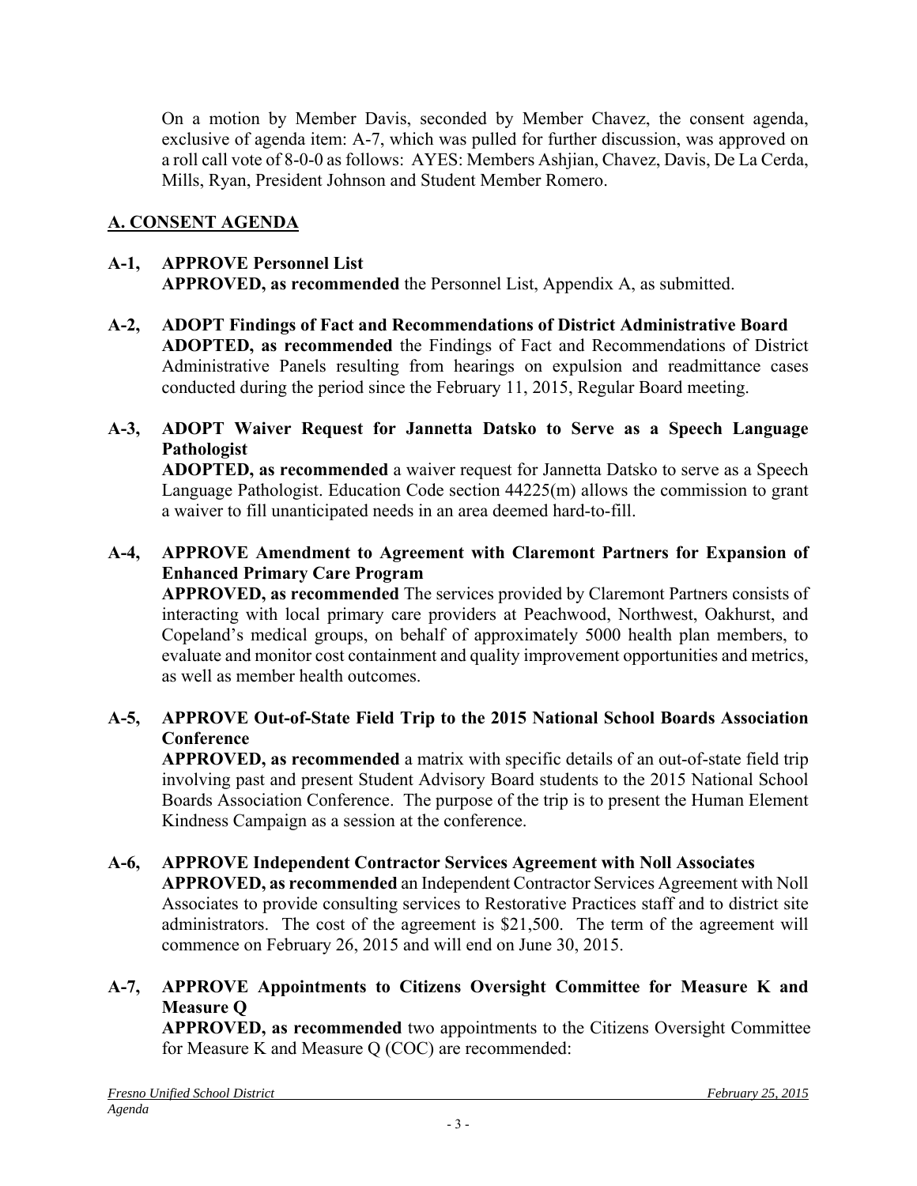On a motion by Member Davis, seconded by Member Chavez, the consent agenda, exclusive of agenda item: A-7, which was pulled for further discussion, was approved on a roll call vote of 8-0-0 as follows: AYES: Members Ashjian, Chavez, Davis, De La Cerda, Mills, Ryan, President Johnson and Student Member Romero.

## A. CONSENT AGENDA

**A-1, APPROVE Personnel List**
**APPROVED, as recommended** the Personnel List, Appendix A, as submitted.

**A-2, ADOPT Findings of Fact and Recommendations of District Administrative Board**
**ADOPTED, as recommended** the Findings of Fact and Recommendations of District Administrative Panels resulting from hearings on expulsion and readmittance cases conducted during the period since the February 11, 2015, Regular Board meeting.

**A-3, ADOPT Waiver Request for Jannetta Datsko to Serve as a Speech Language Pathologist**
**ADOPTED, as recommended** a waiver request for Jannetta Datsko to serve as a Speech Language Pathologist. Education Code section 44225(m) allows the commission to grant a waiver to fill unanticipated needs in an area deemed hard-to-fill.

**A-4, APPROVE Amendment to Agreement with Claremont Partners for Expansion of Enhanced Primary Care Program**
**APPROVED, as recommended** The services provided by Claremont Partners consists of interacting with local primary care providers at Peachwood, Northwest, Oakhurst, and Copeland's medical groups, on behalf of approximately 5000 health plan members, to evaluate and monitor cost containment and quality improvement opportunities and metrics, as well as member health outcomes.

**A-5, APPROVE Out-of-State Field Trip to the 2015 National School Boards Association Conference**
**APPROVED, as recommended** a matrix with specific details of an out-of-state field trip involving past and present Student Advisory Board students to the 2015 National School Boards Association Conference. The purpose of the trip is to present the Human Element Kindness Campaign as a session at the conference.

**A-6, APPROVE Independent Contractor Services Agreement with Noll Associates**
**APPROVED, as recommended** an Independent Contractor Services Agreement with Noll Associates to provide consulting services to Restorative Practices staff and to district site administrators. The cost of the agreement is $21,500. The term of the agreement will commence on February 26, 2015 and will end on June 30, 2015.

**A-7, APPROVE Appointments to Citizens Oversight Committee for Measure K and Measure Q**
**APPROVED, as recommended** two appointments to the Citizens Oversight Committee for Measure K and Measure Q (COC) are recommended: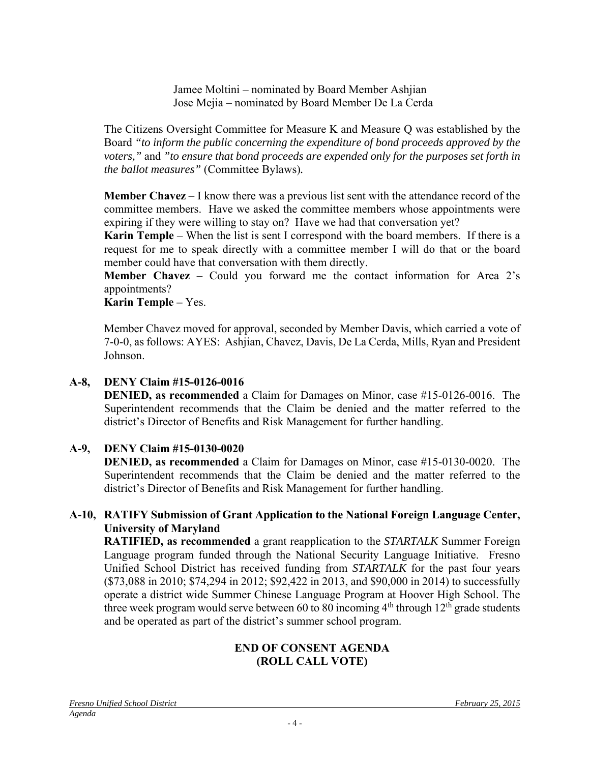Jamee Moltini – nominated by Board Member Ashjian
Jose Mejia – nominated by Board Member De La Cerda

The Citizens Oversight Committee for Measure K and Measure Q was established by the Board *"to inform the public concerning the expenditure of bond proceeds approved by the voters,"* and *"to ensure that bond proceeds are expended only for the purposes set forth in the ballot measures"* (Committee Bylaws).

**Member Chavez** – I know there was a previous list sent with the attendance record of the committee members. Have we asked the committee members whose appointments were expiring if they were willing to stay on? Have we had that conversation yet?
**Karin Temple** – When the list is sent I correspond with the board members. If there is a request for me to speak directly with a committee member I will do that or the board member could have that conversation with them directly.
**Member Chavez** – Could you forward me the contact information for Area 2's appointments?
**Karin Temple –** Yes.

Member Chavez moved for approval, seconded by Member Davis, which carried a vote of 7-0-0, as follows: AYES: Ashjian, Chavez, Davis, De La Cerda, Mills, Ryan and President Johnson.

## A-8, DENY Claim #15-0126-0016

**DENIED, as recommended** a Claim for Damages on Minor, case #15-0126-0016. The Superintendent recommends that the Claim be denied and the matter referred to the district's Director of Benefits and Risk Management for further handling.

## A-9, DENY Claim #15-0130-0020

**DENIED, as recommended** a Claim for Damages on Minor, case #15-0130-0020. The Superintendent recommends that the Claim be denied and the matter referred to the district's Director of Benefits and Risk Management for further handling.

## A-10, RATIFY Submission of Grant Application to the National Foreign Language Center, University of Maryland

**RATIFIED, as recommended** a grant reapplication to the *STARTALK* Summer Foreign Language program funded through the National Security Language Initiative. Fresno Unified School District has received funding from *STARTALK* for the past four years ($73,088 in 2010; $74,294 in 2012; $92,422 in 2013, and $90,000 in 2014) to successfully operate a district wide Summer Chinese Language Program at Hoover High School. The three week program would serve between 60 to 80 incoming 4th through 12th grade students and be operated as part of the district's summer school program.

**END OF CONSENT AGENDA**
**(ROLL CALL VOTE)**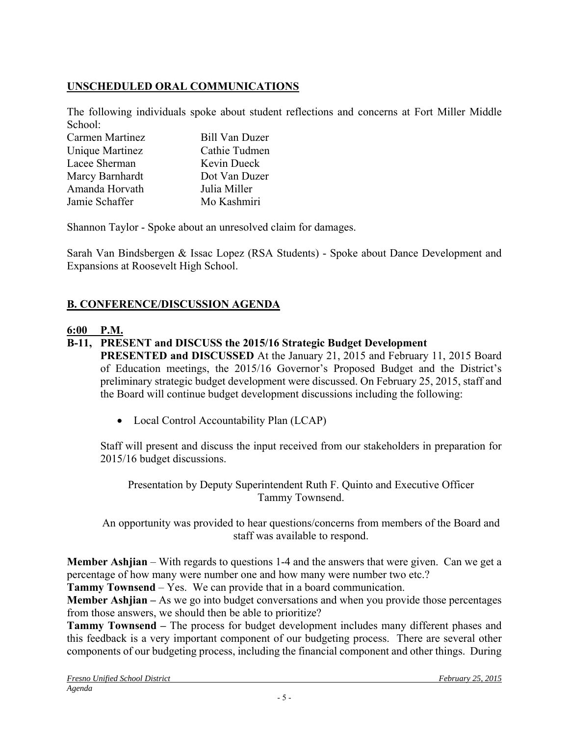## UNSCHEDULED ORAL COMMUNICATIONS

The following individuals spoke about student reflections and concerns at Fort Miller Middle School:

| | |
|---|---|
| Carmen Martinez | Bill Van Duzer |
| Unique Martinez | Cathie Tudmen |
| Lacee Sherman | Kevin Dueck |
| Marcy Barnhardt | Dot Van Duzer |
| Amanda Horvath | Julia Miller |
| Jamie Schaffer | Mo Kashmiri |

Shannon Taylor - Spoke about an unresolved claim for damages.

Sarah Van Bindsbergen & Issac Lopez (RSA Students) - Spoke about Dance Development and Expansions at Roosevelt High School.

## B. CONFERENCE/DISCUSSION AGENDA

**6:00 P.M.**

**B-11, PRESENT and DISCUSS the 2015/16 Strategic Budget Development**

**PRESENTED and DISCUSSED** At the January 21, 2015 and February 11, 2015 Board of Education meetings, the 2015/16 Governor's Proposed Budget and the District's preliminary strategic budget development were discussed. On February 25, 2015, staff and the Board will continue budget development discussions including the following:

- Local Control Accountability Plan (LCAP)

Staff will present and discuss the input received from our stakeholders in preparation for 2015/16 budget discussions.

Presentation by Deputy Superintendent Ruth F. Quinto and Executive Officer Tammy Townsend.

An opportunity was provided to hear questions/concerns from members of the Board and staff was available to respond.

**Member Ashjian** – With regards to questions 1-4 and the answers that were given. Can we get a percentage of how many were number one and how many were number two etc.?

**Tammy Townsend** – Yes. We can provide that in a board communication.

**Member Ashjian –** As we go into budget conversations and when you provide those percentages from those answers, we should then be able to prioritize?

**Tammy Townsend –** The process for budget development includes many different phases and this feedback is a very important component of our budgeting process. There are several other components of our budgeting process, including the financial component and other things. During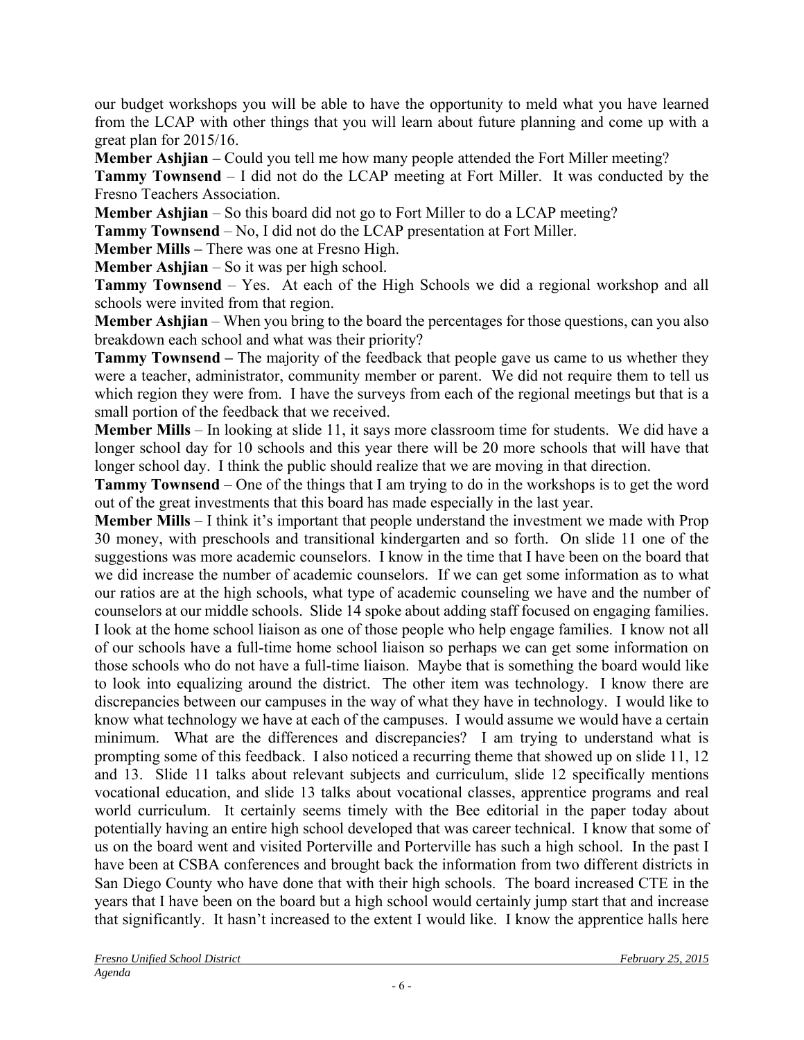our budget workshops you will be able to have the opportunity to meld what you have learned from the LCAP with other things that you will learn about future planning and come up with a great plan for 2015/16.

**Member Ashjian –** Could you tell me how many people attended the Fort Miller meeting?

**Tammy Townsend** – I did not do the LCAP meeting at Fort Miller. It was conducted by the Fresno Teachers Association.

**Member Ashjian** – So this board did not go to Fort Miller to do a LCAP meeting?

**Tammy Townsend** – No, I did not do the LCAP presentation at Fort Miller.

**Member Mills –** There was one at Fresno High.

**Member Ashjian** – So it was per high school.

**Tammy Townsend** – Yes. At each of the High Schools we did a regional workshop and all schools were invited from that region.

**Member Ashjian** – When you bring to the board the percentages for those questions, can you also breakdown each school and what was their priority?

**Tammy Townsend –** The majority of the feedback that people gave us came to us whether they were a teacher, administrator, community member or parent. We did not require them to tell us which region they were from. I have the surveys from each of the regional meetings but that is a small portion of the feedback that we received.

**Member Mills** – In looking at slide 11, it says more classroom time for students. We did have a longer school day for 10 schools and this year there will be 20 more schools that will have that longer school day. I think the public should realize that we are moving in that direction.

**Tammy Townsend** – One of the things that I am trying to do in the workshops is to get the word out of the great investments that this board has made especially in the last year.

**Member Mills** – I think it's important that people understand the investment we made with Prop 30 money, with preschools and transitional kindergarten and so forth. On slide 11 one of the suggestions was more academic counselors. I know in the time that I have been on the board that we did increase the number of academic counselors. If we can get some information as to what our ratios are at the high schools, what type of academic counseling we have and the number of counselors at our middle schools. Slide 14 spoke about adding staff focused on engaging families. I look at the home school liaison as one of those people who help engage families. I know not all of our schools have a full-time home school liaison so perhaps we can get some information on those schools who do not have a full-time liaison. Maybe that is something the board would like to look into equalizing around the district. The other item was technology. I know there are discrepancies between our campuses in the way of what they have in technology. I would like to know what technology we have at each of the campuses. I would assume we would have a certain minimum. What are the differences and discrepancies? I am trying to understand what is prompting some of this feedback. I also noticed a recurring theme that showed up on slide 11, 12 and 13. Slide 11 talks about relevant subjects and curriculum, slide 12 specifically mentions vocational education, and slide 13 talks about vocational classes, apprentice programs and real world curriculum. It certainly seems timely with the Bee editorial in the paper today about potentially having an entire high school developed that was career technical. I know that some of us on the board went and visited Porterville and Porterville has such a high school. In the past I have been at CSBA conferences and brought back the information from two different districts in San Diego County who have done that with their high schools. The board increased CTE in the years that I have been on the board but a high school would certainly jump start that and increase that significantly. It hasn't increased to the extent I would like. I know the apprentice halls here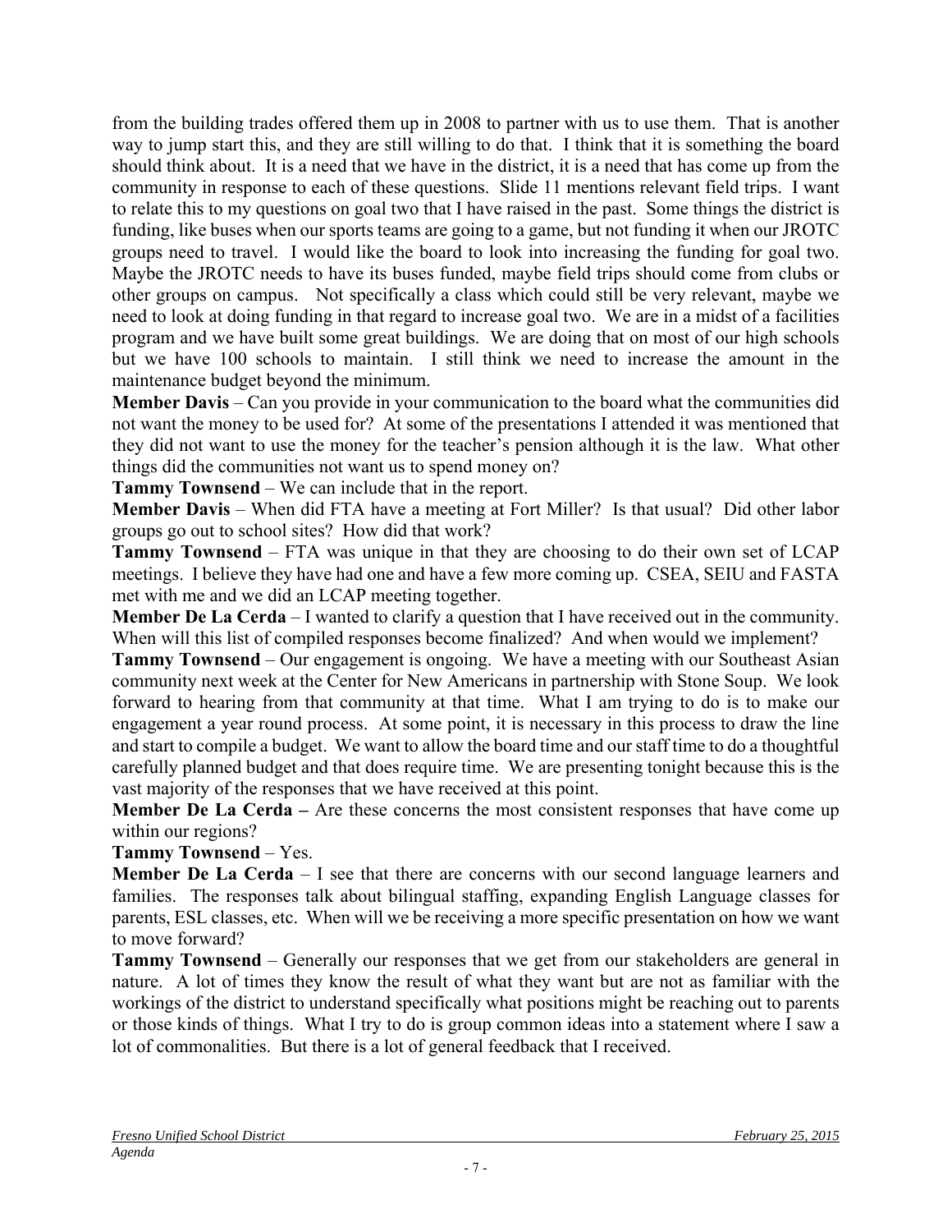from the building trades offered them up in 2008 to partner with us to use them. That is another way to jump start this, and they are still willing to do that. I think that it is something the board should think about. It is a need that we have in the district, it is a need that has come up from the community in response to each of these questions. Slide 11 mentions relevant field trips. I want to relate this to my questions on goal two that I have raised in the past. Some things the district is funding, like buses when our sports teams are going to a game, but not funding it when our JROTC groups need to travel. I would like the board to look into increasing the funding for goal two. Maybe the JROTC needs to have its buses funded, maybe field trips should come from clubs or other groups on campus. Not specifically a class which could still be very relevant, maybe we need to look at doing funding in that regard to increase goal two. We are in a midst of a facilities program and we have built some great buildings. We are doing that on most of our high schools but we have 100 schools to maintain. I still think we need to increase the amount in the maintenance budget beyond the minimum.

**Member Davis** – Can you provide in your communication to the board what the communities did not want the money to be used for? At some of the presentations I attended it was mentioned that they did not want to use the money for the teacher's pension although it is the law. What other things did the communities not want us to spend money on?

**Tammy Townsend** – We can include that in the report.

**Member Davis** – When did FTA have a meeting at Fort Miller? Is that usual? Did other labor groups go out to school sites? How did that work?

**Tammy Townsend** – FTA was unique in that they are choosing to do their own set of LCAP meetings. I believe they have had one and have a few more coming up. CSEA, SEIU and FASTA met with me and we did an LCAP meeting together.

**Member De La Cerda** – I wanted to clarify a question that I have received out in the community. When will this list of compiled responses become finalized? And when would we implement?

**Tammy Townsend** – Our engagement is ongoing. We have a meeting with our Southeast Asian community next week at the Center for New Americans in partnership with Stone Soup. We look forward to hearing from that community at that time. What I am trying to do is to make our engagement a year round process. At some point, it is necessary in this process to draw the line and start to compile a budget. We want to allow the board time and our staff time to do a thoughtful carefully planned budget and that does require time. We are presenting tonight because this is the vast majority of the responses that we have received at this point.

**Member De La Cerda –** Are these concerns the most consistent responses that have come up within our regions?

**Tammy Townsend** – Yes.

**Member De La Cerda** – I see that there are concerns with our second language learners and families. The responses talk about bilingual staffing, expanding English Language classes for parents, ESL classes, etc. When will we be receiving a more specific presentation on how we want to move forward?

**Tammy Townsend** – Generally our responses that we get from our stakeholders are general in nature. A lot of times they know the result of what they want but are not as familiar with the workings of the district to understand specifically what positions might be reaching out to parents or those kinds of things. What I try to do is group common ideas into a statement where I saw a lot of commonalities. But there is a lot of general feedback that I received.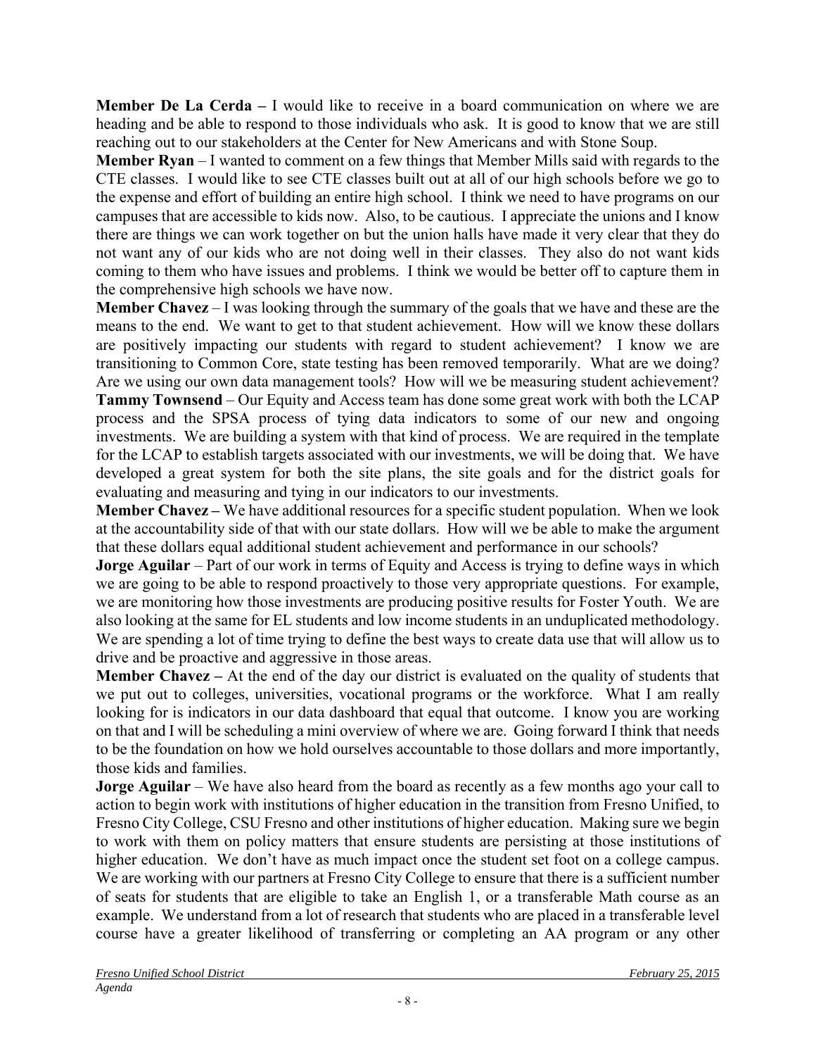**Member De La Cerda –** I would like to receive in a board communication on where we are heading and be able to respond to those individuals who ask. It is good to know that we are still reaching out to our stakeholders at the Center for New Americans and with Stone Soup.

**Member Ryan** – I wanted to comment on a few things that Member Mills said with regards to the CTE classes. I would like to see CTE classes built out at all of our high schools before we go to the expense and effort of building an entire high school. I think we need to have programs on our campuses that are accessible to kids now. Also, to be cautious. I appreciate the unions and I know there are things we can work together on but the union halls have made it very clear that they do not want any of our kids who are not doing well in their classes. They also do not want kids coming to them who have issues and problems. I think we would be better off to capture them in the comprehensive high schools we have now.

**Member Chavez** – I was looking through the summary of the goals that we have and these are the means to the end. We want to get to that student achievement. How will we know these dollars are positively impacting our students with regard to student achievement? I know we are transitioning to Common Core, state testing has been removed temporarily. What are we doing? Are we using our own data management tools? How will we be measuring student achievement?

**Tammy Townsend** – Our Equity and Access team has done some great work with both the LCAP process and the SPSA process of tying data indicators to some of our new and ongoing investments. We are building a system with that kind of process. We are required in the template for the LCAP to establish targets associated with our investments, we will be doing that. We have developed a great system for both the site plans, the site goals and for the district goals for evaluating and measuring and tying in our indicators to our investments.

**Member Chavez –** We have additional resources for a specific student population. When we look at the accountability side of that with our state dollars. How will we be able to make the argument that these dollars equal additional student achievement and performance in our schools?

**Jorge Aguilar** – Part of our work in terms of Equity and Access is trying to define ways in which we are going to be able to respond proactively to those very appropriate questions. For example, we are monitoring how those investments are producing positive results for Foster Youth. We are also looking at the same for EL students and low income students in an unduplicated methodology. We are spending a lot of time trying to define the best ways to create data use that will allow us to drive and be proactive and aggressive in those areas.

**Member Chavez –** At the end of the day our district is evaluated on the quality of students that we put out to colleges, universities, vocational programs or the workforce. What I am really looking for is indicators in our data dashboard that equal that outcome. I know you are working on that and I will be scheduling a mini overview of where we are. Going forward I think that needs to be the foundation on how we hold ourselves accountable to those dollars and more importantly, those kids and families.

**Jorge Aguilar** – We have also heard from the board as recently as a few months ago your call to action to begin work with institutions of higher education in the transition from Fresno Unified, to Fresno City College, CSU Fresno and other institutions of higher education. Making sure we begin to work with them on policy matters that ensure students are persisting at those institutions of higher education. We don't have as much impact once the student set foot on a college campus. We are working with our partners at Fresno City College to ensure that there is a sufficient number of seats for students that are eligible to take an English 1, or a transferable Math course as an example. We understand from a lot of research that students who are placed in a transferable level course have a greater likelihood of transferring or completing an AA program or any other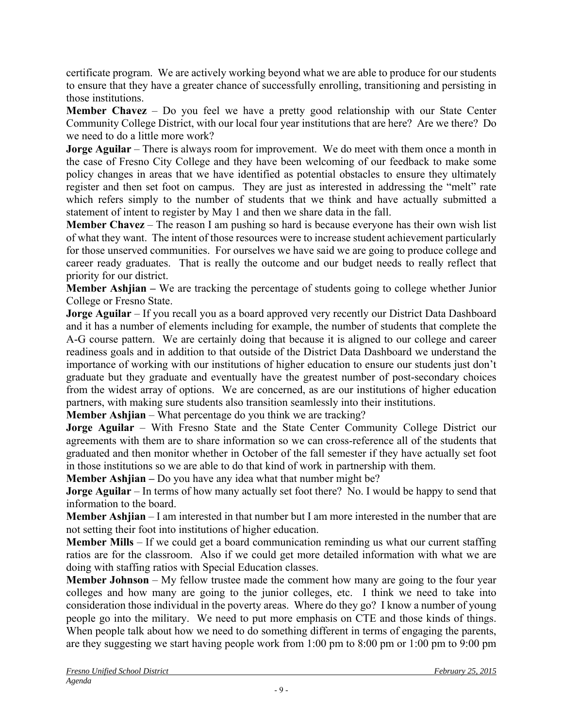certificate program. We are actively working beyond what we are able to produce for our students to ensure that they have a greater chance of successfully enrolling, transitioning and persisting in those institutions.

**Member Chavez** – Do you feel we have a pretty good relationship with our State Center Community College District, with our local four year institutions that are here? Are we there? Do we need to do a little more work?

**Jorge Aguilar** – There is always room for improvement. We do meet with them once a month in the case of Fresno City College and they have been welcoming of our feedback to make some policy changes in areas that we have identified as potential obstacles to ensure they ultimately register and then set foot on campus. They are just as interested in addressing the "melt" rate which refers simply to the number of students that we think and have actually submitted a statement of intent to register by May 1 and then we share data in the fall.

**Member Chavez** – The reason I am pushing so hard is because everyone has their own wish list of what they want. The intent of those resources were to increase student achievement particularly for those unserved communities. For ourselves we have said we are going to produce college and career ready graduates. That is really the outcome and our budget needs to really reflect that priority for our district.

**Member Ashjian –** We are tracking the percentage of students going to college whether Junior College or Fresno State.

**Jorge Aguilar** – If you recall you as a board approved very recently our District Data Dashboard and it has a number of elements including for example, the number of students that complete the A-G course pattern. We are certainly doing that because it is aligned to our college and career readiness goals and in addition to that outside of the District Data Dashboard we understand the importance of working with our institutions of higher education to ensure our students just don't graduate but they graduate and eventually have the greatest number of post-secondary choices from the widest array of options. We are concerned, as are our institutions of higher education partners, with making sure students also transition seamlessly into their institutions.

**Member Ashjian** – What percentage do you think we are tracking?

**Jorge Aguilar** – With Fresno State and the State Center Community College District our agreements with them are to share information so we can cross-reference all of the students that graduated and then monitor whether in October of the fall semester if they have actually set foot in those institutions so we are able to do that kind of work in partnership with them.

**Member Ashjian –** Do you have any idea what that number might be?

**Jorge Aguilar** – In terms of how many actually set foot there? No. I would be happy to send that information to the board.

**Member Ashjian** – I am interested in that number but I am more interested in the number that are not setting their foot into institutions of higher education.

**Member Mills** – If we could get a board communication reminding us what our current staffing ratios are for the classroom. Also if we could get more detailed information with what we are doing with staffing ratios with Special Education classes.

**Member Johnson** – My fellow trustee made the comment how many are going to the four year colleges and how many are going to the junior colleges, etc. I think we need to take into consideration those individual in the poverty areas. Where do they go? I know a number of young people go into the military. We need to put more emphasis on CTE and those kinds of things. When people talk about how we need to do something different in terms of engaging the parents, are they suggesting we start having people work from 1:00 pm to 8:00 pm or 1:00 pm to 9:00 pm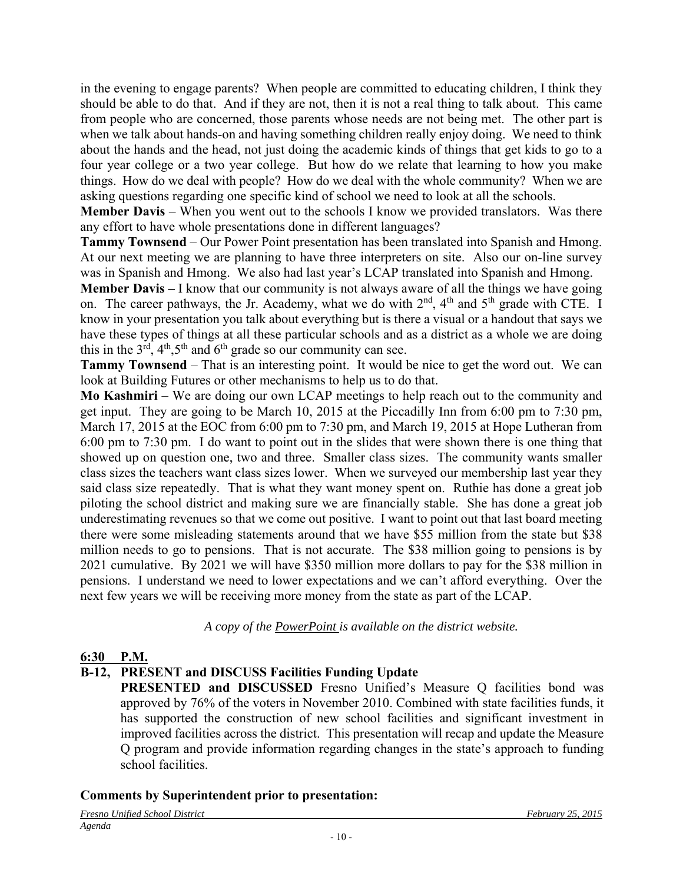in the evening to engage parents? When people are committed to educating children, I think they should be able to do that. And if they are not, then it is not a real thing to talk about. This came from people who are concerned, those parents whose needs are not being met. The other part is when we talk about hands-on and having something children really enjoy doing. We need to think about the hands and the head, not just doing the academic kinds of things that get kids to go to a four year college or a two year college. But how do we relate that learning to how you make things. How do we deal with people? How do we deal with the whole community? When we are asking questions regarding one specific kind of school we need to look at all the schools.

**Member Davis** – When you went out to the schools I know we provided translators. Was there any effort to have whole presentations done in different languages?

**Tammy Townsend** – Our Power Point presentation has been translated into Spanish and Hmong. At our next meeting we are planning to have three interpreters on site. Also our on-line survey was in Spanish and Hmong. We also had last year's LCAP translated into Spanish and Hmong.

**Member Davis –** I know that our community is not always aware of all the things we have going on. The career pathways, the Jr. Academy, what we do with 2nd, 4th and 5th grade with CTE. I know in your presentation you talk about everything but is there a visual or a handout that says we have these types of things at all these particular schools and as a district as a whole we are doing this in the 3rd, 4th, 5th and 6th grade so our community can see.

**Tammy Townsend** – That is an interesting point. It would be nice to get the word out. We can look at Building Futures or other mechanisms to help us to do that.

**Mo Kashmiri** – We are doing our own LCAP meetings to help reach out to the community and get input. They are going to be March 10, 2015 at the Piccadilly Inn from 6:00 pm to 7:30 pm, March 17, 2015 at the EOC from 6:00 pm to 7:30 pm, and March 19, 2015 at Hope Lutheran from 6:00 pm to 7:30 pm. I do want to point out in the slides that were shown there is one thing that showed up on question one, two and three. Smaller class sizes. The community wants smaller class sizes the teachers want class sizes lower. When we surveyed our membership last year they said class size repeatedly. That is what they want money spent on. Ruthie has done a great job piloting the school district and making sure we are financially stable. She has done a great job underestimating revenues so that we come out positive. I want to point out that last board meeting there were some misleading statements around that we have $55 million from the state but $38 million needs to go to pensions. That is not accurate. The $38 million going to pensions is by 2021 cumulative. By 2021 we will have $350 million more dollars to pay for the $38 million in pensions. I understand we need to lower expectations and we can't afford everything. Over the next few years we will be receiving more money from the state as part of the LCAP.

*A copy of the PowerPoint is available on the district website.*

**6:30 P.M.**

**B-12, PRESENT and DISCUSS Facilities Funding Update**

**PRESENTED and DISCUSSED** Fresno Unified's Measure Q facilities bond was approved by 76% of the voters in November 2010. Combined with state facilities funds, it has supported the construction of new school facilities and significant investment in improved facilities across the district. This presentation will recap and update the Measure Q program and provide information regarding changes in the state's approach to funding school facilities.

**Comments by Superintendent prior to presentation:**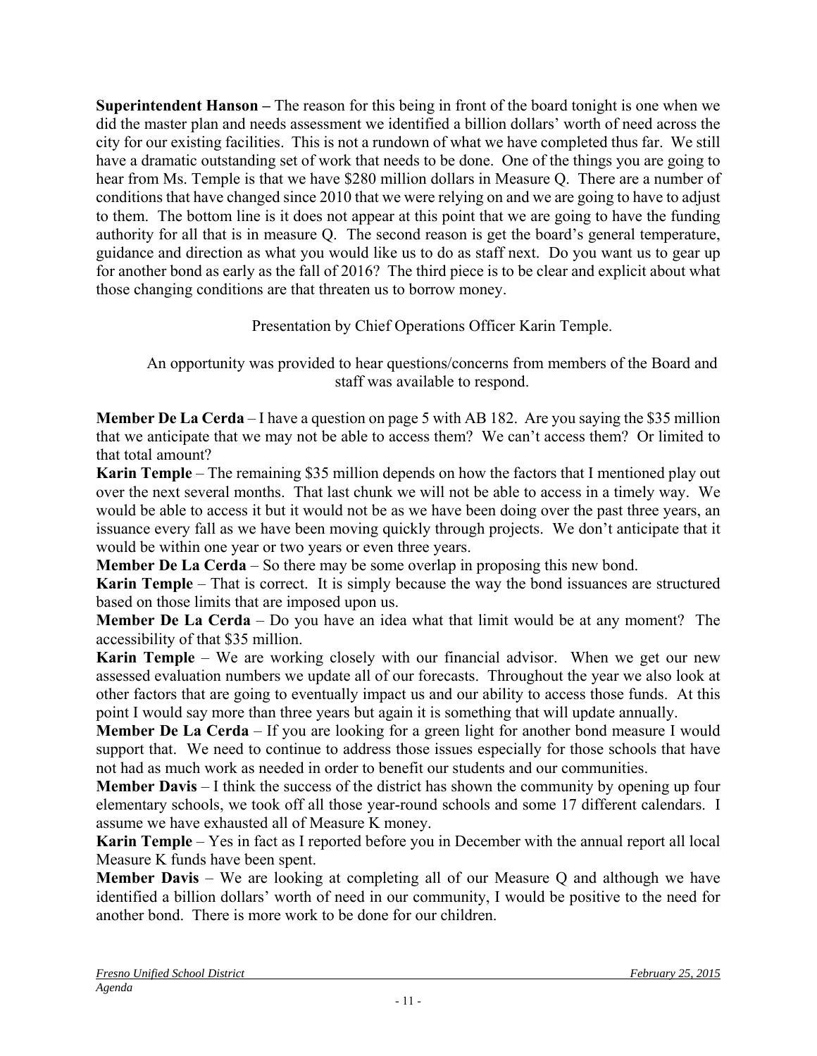**Superintendent Hanson –** The reason for this being in front of the board tonight is one when we did the master plan and needs assessment we identified a billion dollars' worth of need across the city for our existing facilities. This is not a rundown of what we have completed thus far. We still have a dramatic outstanding set of work that needs to be done. One of the things you are going to hear from Ms. Temple is that we have $280 million dollars in Measure Q. There are a number of conditions that have changed since 2010 that we were relying on and we are going to have to adjust to them. The bottom line is it does not appear at this point that we are going to have the funding authority for all that is in measure Q. The second reason is get the board's general temperature, guidance and direction as what you would like us to do as staff next. Do you want us to gear up for another bond as early as the fall of 2016? The third piece is to be clear and explicit about what those changing conditions are that threaten us to borrow money.

Presentation by Chief Operations Officer Karin Temple.

An opportunity was provided to hear questions/concerns from members of the Board and staff was available to respond.

**Member De La Cerda** – I have a question on page 5 with AB 182. Are you saying the $35 million that we anticipate that we may not be able to access them? We can't access them? Or limited to that total amount?

**Karin Temple** – The remaining $35 million depends on how the factors that I mentioned play out over the next several months. That last chunk we will not be able to access in a timely way. We would be able to access it but it would not be as we have been doing over the past three years, an issuance every fall as we have been moving quickly through projects. We don't anticipate that it would be within one year or two years or even three years.

**Member De La Cerda** – So there may be some overlap in proposing this new bond.

**Karin Temple** – That is correct. It is simply because the way the bond issuances are structured based on those limits that are imposed upon us.

**Member De La Cerda** – Do you have an idea what that limit would be at any moment? The accessibility of that $35 million.

**Karin Temple** – We are working closely with our financial advisor. When we get our new assessed evaluation numbers we update all of our forecasts. Throughout the year we also look at other factors that are going to eventually impact us and our ability to access those funds. At this point I would say more than three years but again it is something that will update annually.

**Member De La Cerda** – If you are looking for a green light for another bond measure I would support that. We need to continue to address those issues especially for those schools that have not had as much work as needed in order to benefit our students and our communities.

**Member Davis** – I think the success of the district has shown the community by opening up four elementary schools, we took off all those year-round schools and some 17 different calendars. I assume we have exhausted all of Measure K money.

**Karin Temple** – Yes in fact as I reported before you in December with the annual report all local Measure K funds have been spent.

**Member Davis** – We are looking at completing all of our Measure Q and although we have identified a billion dollars' worth of need in our community, I would be positive to the need for another bond. There is more work to be done for our children.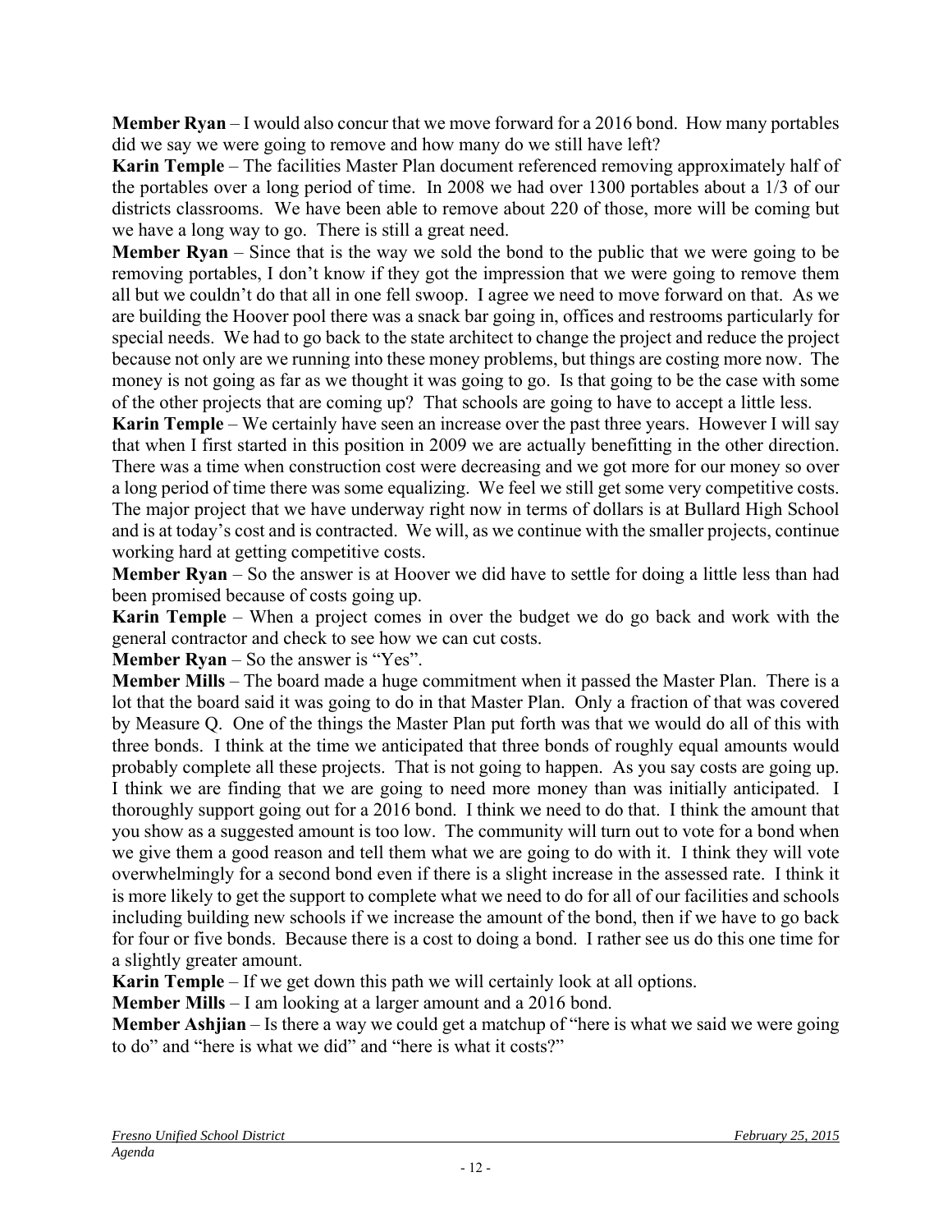**Member Ryan** – I would also concur that we move forward for a 2016 bond. How many portables did we say we were going to remove and how many do we still have left?

**Karin Temple** – The facilities Master Plan document referenced removing approximately half of the portables over a long period of time. In 2008 we had over 1300 portables about a 1/3 of our districts classrooms. We have been able to remove about 220 of those, more will be coming but we have a long way to go. There is still a great need.

**Member Ryan** – Since that is the way we sold the bond to the public that we were going to be removing portables, I don't know if they got the impression that we were going to remove them all but we couldn't do that all in one fell swoop. I agree we need to move forward on that. As we are building the Hoover pool there was a snack bar going in, offices and restrooms particularly for special needs. We had to go back to the state architect to change the project and reduce the project because not only are we running into these money problems, but things are costing more now. The money is not going as far as we thought it was going to go. Is that going to be the case with some of the other projects that are coming up? That schools are going to have to accept a little less.

**Karin Temple** – We certainly have seen an increase over the past three years. However I will say that when I first started in this position in 2009 we are actually benefitting in the other direction. There was a time when construction cost were decreasing and we got more for our money so over a long period of time there was some equalizing. We feel we still get some very competitive costs. The major project that we have underway right now in terms of dollars is at Bullard High School and is at today's cost and is contracted. We will, as we continue with the smaller projects, continue working hard at getting competitive costs.

**Member Ryan** – So the answer is at Hoover we did have to settle for doing a little less than had been promised because of costs going up.

**Karin Temple** – When a project comes in over the budget we do go back and work with the general contractor and check to see how we can cut costs.

**Member Ryan** – So the answer is "Yes".

**Member Mills** – The board made a huge commitment when it passed the Master Plan. There is a lot that the board said it was going to do in that Master Plan. Only a fraction of that was covered by Measure Q. One of the things the Master Plan put forth was that we would do all of this with three bonds. I think at the time we anticipated that three bonds of roughly equal amounts would probably complete all these projects. That is not going to happen. As you say costs are going up. I think we are finding that we are going to need more money than was initially anticipated. I thoroughly support going out for a 2016 bond. I think we need to do that. I think the amount that you show as a suggested amount is too low. The community will turn out to vote for a bond when we give them a good reason and tell them what we are going to do with it. I think they will vote overwhelmingly for a second bond even if there is a slight increase in the assessed rate. I think it is more likely to get the support to complete what we need to do for all of our facilities and schools including building new schools if we increase the amount of the bond, then if we have to go back for four or five bonds. Because there is a cost to doing a bond. I rather see us do this one time for a slightly greater amount.

**Karin Temple** – If we get down this path we will certainly look at all options.

**Member Mills** – I am looking at a larger amount and a 2016 bond.

**Member Ashjian** – Is there a way we could get a matchup of "here is what we said we were going to do" and "here is what we did" and "here is what it costs?"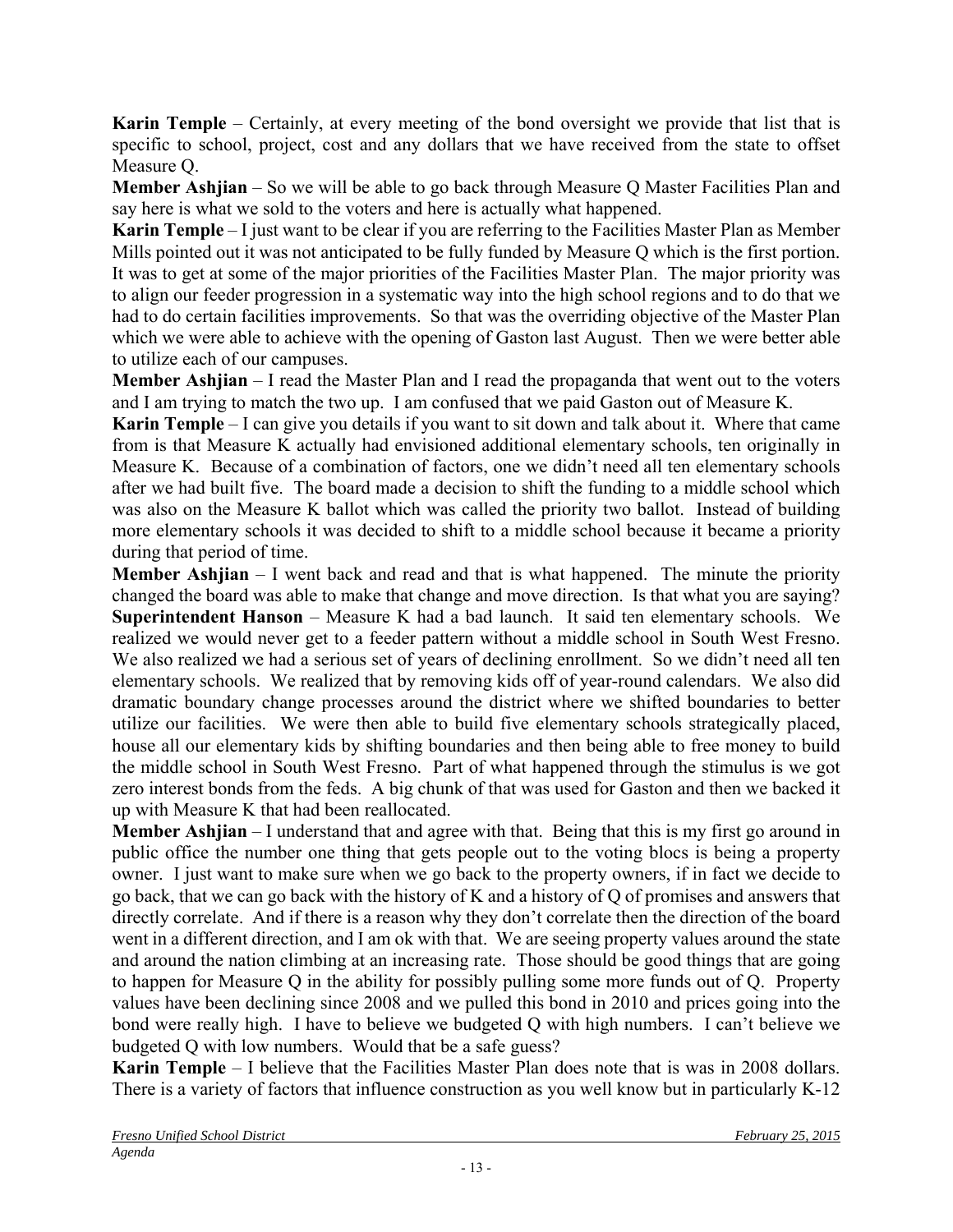**Karin Temple** – Certainly, at every meeting of the bond oversight we provide that list that is specific to school, project, cost and any dollars that we have received from the state to offset Measure Q.

**Member Ashjian** – So we will be able to go back through Measure Q Master Facilities Plan and say here is what we sold to the voters and here is actually what happened.

**Karin Temple** – I just want to be clear if you are referring to the Facilities Master Plan as Member Mills pointed out it was not anticipated to be fully funded by Measure Q which is the first portion. It was to get at some of the major priorities of the Facilities Master Plan. The major priority was to align our feeder progression in a systematic way into the high school regions and to do that we had to do certain facilities improvements. So that was the overriding objective of the Master Plan which we were able to achieve with the opening of Gaston last August. Then we were better able to utilize each of our campuses.

**Member Ashjian** – I read the Master Plan and I read the propaganda that went out to the voters and I am trying to match the two up. I am confused that we paid Gaston out of Measure K.

**Karin Temple** – I can give you details if you want to sit down and talk about it. Where that came from is that Measure K actually had envisioned additional elementary schools, ten originally in Measure K. Because of a combination of factors, one we didn't need all ten elementary schools after we had built five. The board made a decision to shift the funding to a middle school which was also on the Measure K ballot which was called the priority two ballot. Instead of building more elementary schools it was decided to shift to a middle school because it became a priority during that period of time.

**Member Ashjian** – I went back and read and that is what happened. The minute the priority changed the board was able to make that change and move direction. Is that what you are saying?

**Superintendent Hanson** – Measure K had a bad launch. It said ten elementary schools. We realized we would never get to a feeder pattern without a middle school in South West Fresno. We also realized we had a serious set of years of declining enrollment. So we didn't need all ten elementary schools. We realized that by removing kids off of year-round calendars. We also did dramatic boundary change processes around the district where we shifted boundaries to better utilize our facilities. We were then able to build five elementary schools strategically placed, house all our elementary kids by shifting boundaries and then being able to free money to build the middle school in South West Fresno. Part of what happened through the stimulus is we got zero interest bonds from the feds. A big chunk of that was used for Gaston and then we backed it up with Measure K that had been reallocated.

**Member Ashjian** – I understand that and agree with that. Being that this is my first go around in public office the number one thing that gets people out to the voting blocs is being a property owner. I just want to make sure when we go back to the property owners, if in fact we decide to go back, that we can go back with the history of K and a history of Q of promises and answers that directly correlate. And if there is a reason why they don't correlate then the direction of the board went in a different direction, and I am ok with that. We are seeing property values around the state and around the nation climbing at an increasing rate. Those should be good things that are going to happen for Measure Q in the ability for possibly pulling some more funds out of Q. Property values have been declining since 2008 and we pulled this bond in 2010 and prices going into the bond were really high. I have to believe we budgeted Q with high numbers. I can't believe we budgeted Q with low numbers. Would that be a safe guess?

**Karin Temple** – I believe that the Facilities Master Plan does note that is was in 2008 dollars. There is a variety of factors that influence construction as you well know but in particularly K-12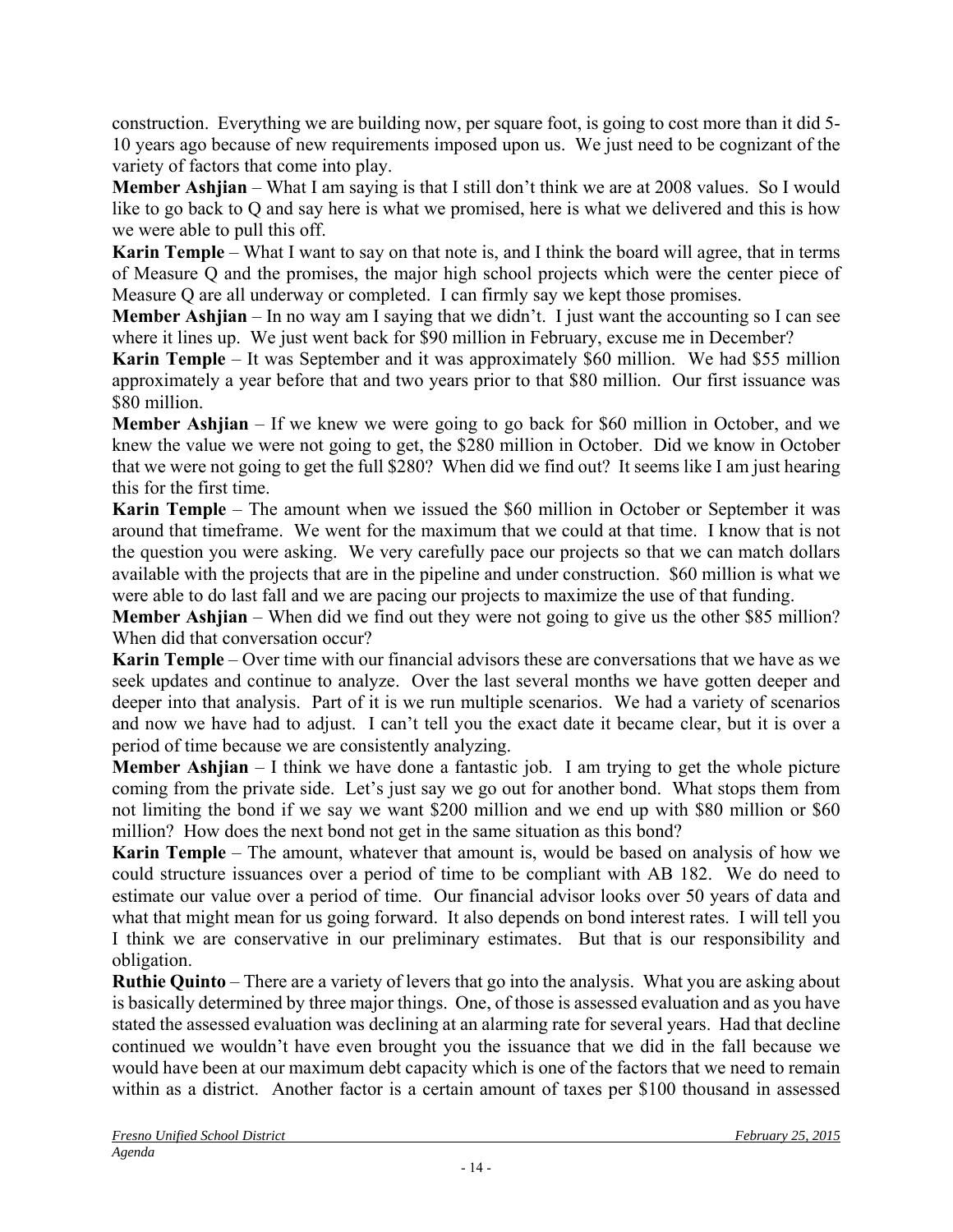construction. Everything we are building now, per square foot, is going to cost more than it did 5-10 years ago because of new requirements imposed upon us. We just need to be cognizant of the variety of factors that come into play.

**Member Ashjian** – What I am saying is that I still don't think we are at 2008 values. So I would like to go back to Q and say here is what we promised, here is what we delivered and this is how we were able to pull this off.

**Karin Temple** – What I want to say on that note is, and I think the board will agree, that in terms of Measure Q and the promises, the major high school projects which were the center piece of Measure Q are all underway or completed. I can firmly say we kept those promises.

**Member Ashjian** – In no way am I saying that we didn't. I just want the accounting so I can see where it lines up. We just went back for $90 million in February, excuse me in December?

**Karin Temple** – It was September and it was approximately $60 million. We had $55 million approximately a year before that and two years prior to that $80 million. Our first issuance was $80 million.

**Member Ashjian** – If we knew we were going to go back for $60 million in October, and we knew the value we were not going to get, the $280 million in October. Did we know in October that we were not going to get the full $280? When did we find out? It seems like I am just hearing this for the first time.

**Karin Temple** – The amount when we issued the $60 million in October or September it was around that timeframe. We went for the maximum that we could at that time. I know that is not the question you were asking. We very carefully pace our projects so that we can match dollars available with the projects that are in the pipeline and under construction. $60 million is what we were able to do last fall and we are pacing our projects to maximize the use of that funding.

**Member Ashjian** – When did we find out they were not going to give us the other $85 million? When did that conversation occur?

**Karin Temple** – Over time with our financial advisors these are conversations that we have as we seek updates and continue to analyze. Over the last several months we have gotten deeper and deeper into that analysis. Part of it is we run multiple scenarios. We had a variety of scenarios and now we have had to adjust. I can't tell you the exact date it became clear, but it is over a period of time because we are consistently analyzing.

**Member Ashjian** – I think we have done a fantastic job. I am trying to get the whole picture coming from the private side. Let's just say we go out for another bond. What stops them from not limiting the bond if we say we want $200 million and we end up with $80 million or $60 million? How does the next bond not get in the same situation as this bond?

**Karin Temple** – The amount, whatever that amount is, would be based on analysis of how we could structure issuances over a period of time to be compliant with AB 182. We do need to estimate our value over a period of time. Our financial advisor looks over 50 years of data and what that might mean for us going forward. It also depends on bond interest rates. I will tell you I think we are conservative in our preliminary estimates. But that is our responsibility and obligation.

**Ruthie Quinto** – There are a variety of levers that go into the analysis. What you are asking about is basically determined by three major things. One, of those is assessed evaluation and as you have stated the assessed evaluation was declining at an alarming rate for several years. Had that decline continued we wouldn't have even brought you the issuance that we did in the fall because we would have been at our maximum debt capacity which is one of the factors that we need to remain within as a district. Another factor is a certain amount of taxes per $100 thousand in assessed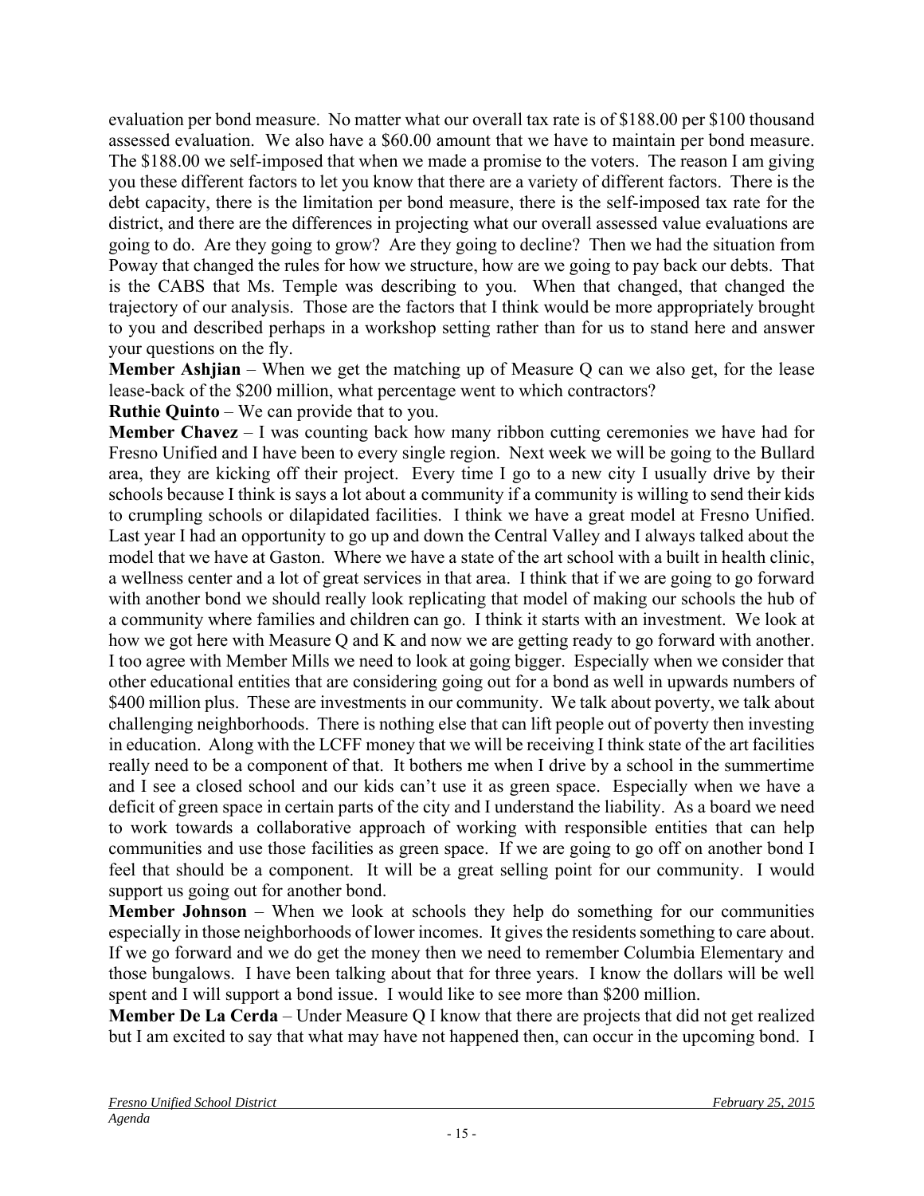evaluation per bond measure. No matter what our overall tax rate is of $188.00 per $100 thousand assessed evaluation. We also have a $60.00 amount that we have to maintain per bond measure. The $188.00 we self-imposed that when we made a promise to the voters. The reason I am giving you these different factors to let you know that there are a variety of different factors. There is the debt capacity, there is the limitation per bond measure, there is the self-imposed tax rate for the district, and there are the differences in projecting what our overall assessed value evaluations are going to do. Are they going to grow? Are they going to decline? Then we had the situation from Poway that changed the rules for how we structure, how are we going to pay back our debts. That is the CABS that Ms. Temple was describing to you. When that changed, that changed the trajectory of our analysis. Those are the factors that I think would be more appropriately brought to you and described perhaps in a workshop setting rather than for us to stand here and answer your questions on the fly.

**Member Ashjian** – When we get the matching up of Measure Q can we also get, for the lease lease-back of the $200 million, what percentage went to which contractors?

**Ruthie Quinto** – We can provide that to you.

**Member Chavez** – I was counting back how many ribbon cutting ceremonies we have had for Fresno Unified and I have been to every single region. Next week we will be going to the Bullard area, they are kicking off their project. Every time I go to a new city I usually drive by their schools because I think is says a lot about a community if a community is willing to send their kids to crumpling schools or dilapidated facilities. I think we have a great model at Fresno Unified. Last year I had an opportunity to go up and down the Central Valley and I always talked about the model that we have at Gaston. Where we have a state of the art school with a built in health clinic, a wellness center and a lot of great services in that area. I think that if we are going to go forward with another bond we should really look replicating that model of making our schools the hub of a community where families and children can go. I think it starts with an investment. We look at how we got here with Measure Q and K and now we are getting ready to go forward with another. I too agree with Member Mills we need to look at going bigger. Especially when we consider that other educational entities that are considering going out for a bond as well in upwards numbers of $400 million plus. These are investments in our community. We talk about poverty, we talk about challenging neighborhoods. There is nothing else that can lift people out of poverty then investing in education. Along with the LCFF money that we will be receiving I think state of the art facilities really need to be a component of that. It bothers me when I drive by a school in the summertime and I see a closed school and our kids can't use it as green space. Especially when we have a deficit of green space in certain parts of the city and I understand the liability. As a board we need to work towards a collaborative approach of working with responsible entities that can help communities and use those facilities as green space. If we are going to go off on another bond I feel that should be a component. It will be a great selling point for our community. I would support us going out for another bond.

**Member Johnson** – When we look at schools they help do something for our communities especially in those neighborhoods of lower incomes. It gives the residents something to care about. If we go forward and we do get the money then we need to remember Columbia Elementary and those bungalows. I have been talking about that for three years. I know the dollars will be well spent and I will support a bond issue. I would like to see more than $200 million.

**Member De La Cerda** – Under Measure Q I know that there are projects that did not get realized but I am excited to say that what may have not happened then, can occur in the upcoming bond. I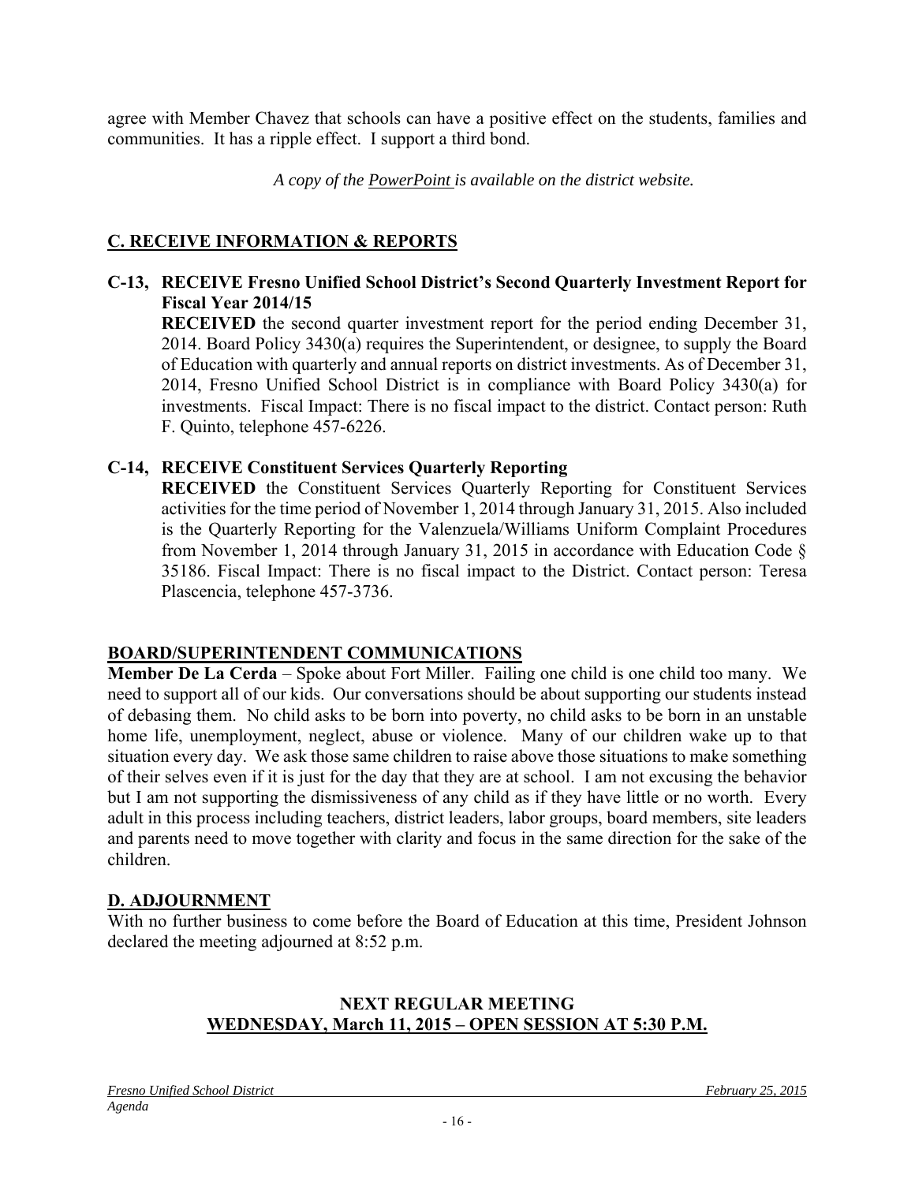agree with Member Chavez that schools can have a positive effect on the students, families and communities. It has a ripple effect. I support a third bond.

*A copy of the PowerPoint is available on the district website.*

## C. RECEIVE INFORMATION & REPORTS

**C-13, RECEIVE Fresno Unified School District's Second Quarterly Investment Report for Fiscal Year 2014/15**

**RECEIVED** the second quarter investment report for the period ending December 31, 2014. Board Policy 3430(a) requires the Superintendent, or designee, to supply the Board of Education with quarterly and annual reports on district investments. As of December 31, 2014, Fresno Unified School District is in compliance with Board Policy 3430(a) for investments. Fiscal Impact: There is no fiscal impact to the district. Contact person: Ruth F. Quinto, telephone 457-6226.

**C-14, RECEIVE Constituent Services Quarterly Reporting**

**RECEIVED** the Constituent Services Quarterly Reporting for Constituent Services activities for the time period of November 1, 2014 through January 31, 2015. Also included is the Quarterly Reporting for the Valenzuela/Williams Uniform Complaint Procedures from November 1, 2014 through January 31, 2015 in accordance with Education Code § 35186. Fiscal Impact: There is no fiscal impact to the District. Contact person: Teresa Plascencia, telephone 457-3736.

## BOARD/SUPERINTENDENT COMMUNICATIONS

**Member De La Cerda** – Spoke about Fort Miller. Failing one child is one child too many. We need to support all of our kids. Our conversations should be about supporting our students instead of debasing them. No child asks to be born into poverty, no child asks to be born in an unstable home life, unemployment, neglect, abuse or violence. Many of our children wake up to that situation every day. We ask those same children to raise above those situations to make something of their selves even if it is just for the day that they are at school. I am not excusing the behavior but I am not supporting the dismissiveness of any child as if they have little or no worth. Every adult in this process including teachers, district leaders, labor groups, board members, site leaders and parents need to move together with clarity and focus in the same direction for the sake of the children.

## D. ADJOURNMENT

With no further business to come before the Board of Education at this time, President Johnson declared the meeting adjourned at 8:52 p.m.

**NEXT REGULAR MEETING**
**WEDNESDAY, March 11, 2015 – OPEN SESSION AT 5:30 P.M.**